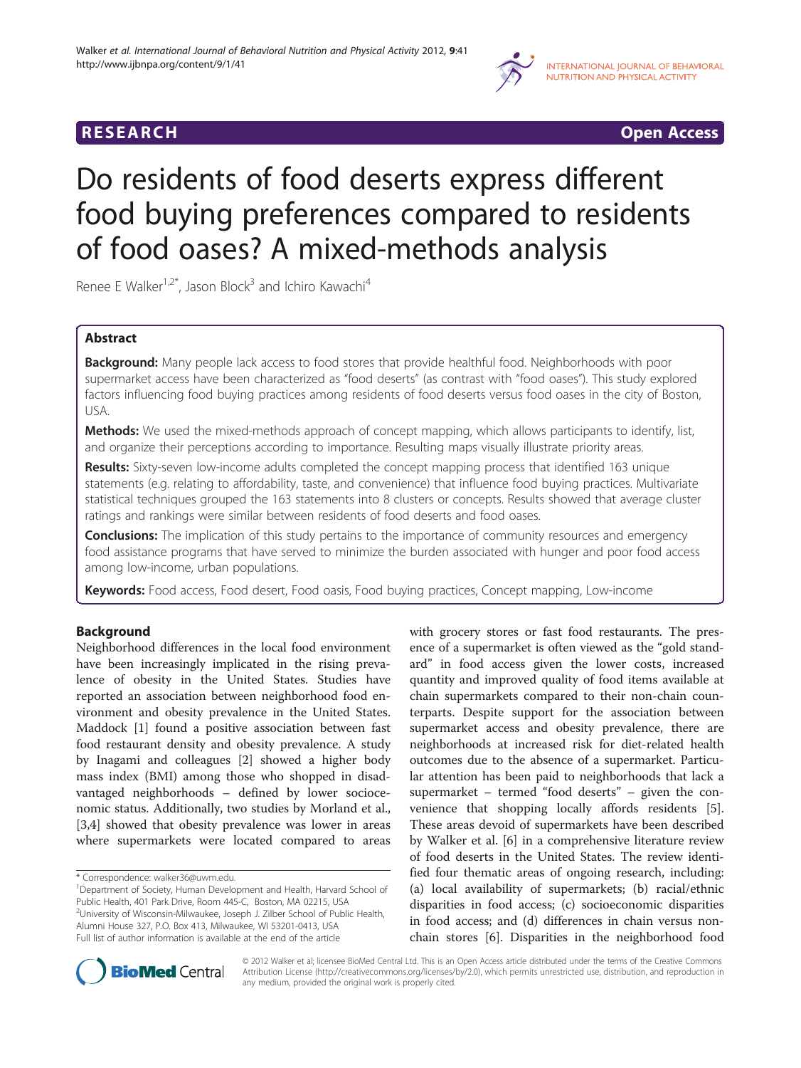RESEARCH Open Access

# Do residents of food deserts express different food buying preferences compared to residents of food oases? A mixed-methods analysis

Renee E Walker[1,2*], Jason Block[3] and Ichiro Kawachi[4]

## Abstract

**Background:** Many people lack access to food stores that provide healthful food. Neighborhoods with poor supermarket access have been characterized as "food deserts" (as contrast with "food oases"). This study explored factors influencing food buying practices among residents of food deserts versus food oases in the city of Boston, USA.

**Methods:** We used the mixed-methods approach of concept mapping, which allows participants to identify, list, and organize their perceptions according to importance. Resulting maps visually illustrate priority areas.

**Results:** Sixty-seven low-income adults completed the concept mapping process that identified 163 unique statements (e.g. relating to affordability, taste, and convenience) that influence food buying practices. Multivariate statistical techniques grouped the 163 statements into 8 clusters or concepts. Results showed that average cluster ratings and rankings were similar between residents of food deserts and food oases.

**Conclusions:** The implication of this study pertains to the importance of community resources and emergency food assistance programs that have served to minimize the burden associated with hunger and poor food access among low-income, urban populations.

**Keywords:** Food access, Food desert, Food oasis, Food buying practices, Concept mapping, Low-income

## Background

Neighborhood differences in the local food environment have been increasingly implicated in the rising prevalence of obesity in the United States. Studies have reported an association between neighborhood food environment and obesity prevalence in the United States. Maddock [1] found a positive association between fast food restaurant density and obesity prevalence. A study by Inagami and colleagues [2] showed a higher body mass index (BMI) among those who shopped in disadvantaged neighborhoods – defined by lower socioeconomic status. Additionally, two studies by Morland et al., [3,4] showed that obesity prevalence was lower in areas where supermarkets were located compared to areas with grocery stores or fast food restaurants. The presence of a supermarket is often viewed as the "gold standard" in food access given the lower costs, increased quantity and improved quality of food items available at chain supermarkets compared to their non-chain counterparts. Despite support for the association between supermarket access and obesity prevalence, there are neighborhoods at increased risk for diet-related health outcomes due to the absence of a supermarket. Particular attention has been paid to neighborhoods that lack a supermarket – termed "food deserts" – given the convenience that shopping locally affords residents [5]. These areas devoid of supermarkets have been described by Walker et al. [6] in a comprehensive literature review of food deserts in the United States. The review identified four thematic areas of ongoing research, including: (a) local availability of supermarkets; (b) racial/ethnic disparities in food access; (c) socioeconomic disparities in food access; and (d) differences in chain versus non-chain stores [6]. Disparities in the neighborhood food

\* Correspondence: walker36@uwm.edu.
[1]Department of Society, Human Development and Health, Harvard School of Public Health, 401 Park Drive, Room 445-C, Boston, MA 02215, USA
[2]University of Wisconsin-Milwaukee, Joseph J. Zilber School of Public Health, Alumni House 327, P.O. Box 413, Milwaukee, WI 53201-0413, USA
Full list of author information is available at the end of the article

© 2012 Walker et al; licensee BioMed Central Ltd. This is an Open Access article distributed under the terms of the Creative Commons Attribution License (http://creativecommons.org/licenses/by/2.0), which permits unrestricted use, distribution, and reproduction in any medium, provided the original work is properly cited.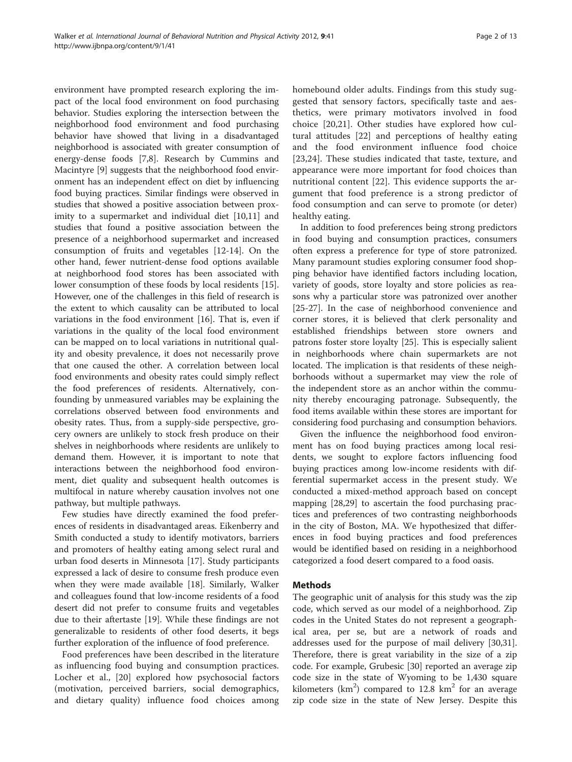environment have prompted research exploring the impact of the local food environment on food purchasing behavior. Studies exploring the intersection between the neighborhood food environment and food purchasing behavior have showed that living in a disadvantaged neighborhood is associated with greater consumption of energy-dense foods [7,8]. Research by Cummins and Macintyre [9] suggests that the neighborhood food environment has an independent effect on diet by influencing food buying practices. Similar findings were observed in studies that showed a positive association between proximity to a supermarket and individual diet [10,11] and studies that found a positive association between the presence of a neighborhood supermarket and increased consumption of fruits and vegetables [12-14]. On the other hand, fewer nutrient-dense food options available at neighborhood food stores has been associated with lower consumption of these foods by local residents [15]. However, one of the challenges in this field of research is the extent to which causality can be attributed to local variations in the food environment [16]. That is, even if variations in the quality of the local food environment can be mapped on to local variations in nutritional quality and obesity prevalence, it does not necessarily prove that one caused the other. A correlation between local food environments and obesity rates could simply reflect the food preferences of residents. Alternatively, confounding by unmeasured variables may be explaining the correlations observed between food environments and obesity rates. Thus, from a supply-side perspective, grocery owners are unlikely to stock fresh produce on their shelves in neighborhoods where residents are unlikely to demand them. However, it is important to note that interactions between the neighborhood food environment, diet quality and subsequent health outcomes is multifocal in nature whereby causation involves not one pathway, but multiple pathways.

Few studies have directly examined the food preferences of residents in disadvantaged areas. Eikenberry and Smith conducted a study to identify motivators, barriers and promoters of healthy eating among select rural and urban food deserts in Minnesota [17]. Study participants expressed a lack of desire to consume fresh produce even when they were made available [18]. Similarly, Walker and colleagues found that low-income residents of a food desert did not prefer to consume fruits and vegetables due to their aftertaste [19]. While these findings are not generalizable to residents of other food deserts, it begs further exploration of the influence of food preference.

Food preferences have been described in the literature as influencing food buying and consumption practices. Locher et al., [20] explored how psychosocial factors (motivation, perceived barriers, social demographics, and dietary quality) influence food choices among homebound older adults. Findings from this study suggested that sensory factors, specifically taste and aesthetics, were primary motivators involved in food choice [20,21]. Other studies have explored how cultural attitudes [22] and perceptions of healthy eating and the food environment influence food choice [23,24]. These studies indicated that taste, texture, and appearance were more important for food choices than nutritional content [22]. This evidence supports the argument that food preference is a strong predictor of food consumption and can serve to promote (or deter) healthy eating.

In addition to food preferences being strong predictors in food buying and consumption practices, consumers often express a preference for type of store patronized. Many paramount studies exploring consumer food shopping behavior have identified factors including location, variety of goods, store loyalty and store policies as reasons why a particular store was patronized over another [25-27]. In the case of neighborhood convenience and corner stores, it is believed that clerk personality and established friendships between store owners and patrons foster store loyalty [25]. This is especially salient in neighborhoods where chain supermarkets are not located. The implication is that residents of these neighborhoods without a supermarket may view the role of the independent store as an anchor within the community thereby encouraging patronage. Subsequently, the food items available within these stores are important for considering food purchasing and consumption behaviors.

Given the influence the neighborhood food environment has on food buying practices among local residents, we sought to explore factors influencing food buying practices among low-income residents with differential supermarket access in the present study. We conducted a mixed-method approach based on concept mapping [28,29] to ascertain the food purchasing practices and preferences of two contrasting neighborhoods in the city of Boston, MA. We hypothesized that differences in food buying practices and food preferences would be identified based on residing in a neighborhood categorized a food desert compared to a food oasis.

## Methods

The geographic unit of analysis for this study was the zip code, which served as our model of a neighborhood. Zip codes in the United States do not represent a geographical area, per se, but are a network of roads and addresses used for the purpose of mail delivery [30,31]. Therefore, there is great variability in the size of a zip code. For example, Grubesic [30] reported an average zip code size in the state of Wyoming to be 1,430 square kilometers ($km^2$) compared to 12.8 $km^2$ for an average zip code size in the state of New Jersey. Despite this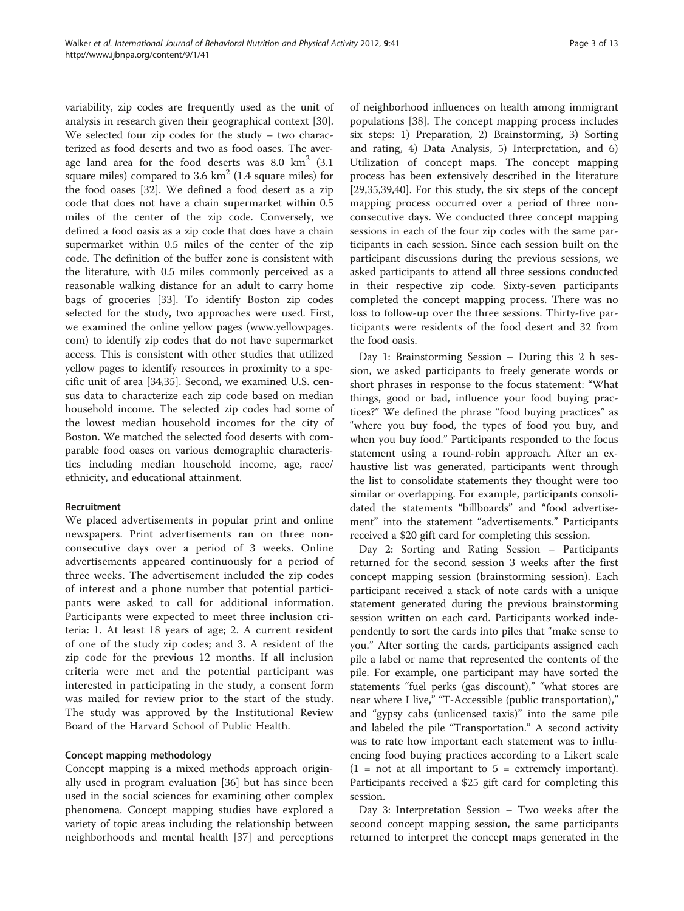variability, zip codes are frequently used as the unit of analysis in research given their geographical context [30]. We selected four zip codes for the study – two characterized as food deserts and two as food oases. The average land area for the food deserts was 8.0 km$^2$ (3.1 square miles) compared to 3.6 km$^2$ (1.4 square miles) for the food oases [32]. We defined a food desert as a zip code that does not have a chain supermarket within 0.5 miles of the center of the zip code. Conversely, we defined a food oasis as a zip code that does have a chain supermarket within 0.5 miles of the center of the zip code. The definition of the buffer zone is consistent with the literature, with 0.5 miles commonly perceived as a reasonable walking distance for an adult to carry home bags of groceries [33]. To identify Boston zip codes selected for the study, two approaches were used. First, we examined the online yellow pages (www.yellowpages.com) to identify zip codes that do not have supermarket access. This is consistent with other studies that utilized yellow pages to identify resources in proximity to a specific unit of area [34,35]. Second, we examined U.S. census data to characterize each zip code based on median household income. The selected zip codes had some of the lowest median household incomes for the city of Boston. We matched the selected food deserts with comparable food oases on various demographic characteristics including median household income, age, race/ethnicity, and educational attainment.

### Recruitment

We placed advertisements in popular print and online newspapers. Print advertisements ran on three nonconsecutive days over a period of 3 weeks. Online advertisements appeared continuously for a period of three weeks. The advertisement included the zip codes of interest and a phone number that potential participants were asked to call for additional information. Participants were expected to meet three inclusion criteria: 1. At least 18 years of age; 2. A current resident of one of the study zip codes; and 3. A resident of the zip code for the previous 12 months. If all inclusion criteria were met and the potential participant was interested in participating in the study, a consent form was mailed for review prior to the start of the study. The study was approved by the Institutional Review Board of the Harvard School of Public Health.

### Concept mapping methodology

Concept mapping is a mixed methods approach originally used in program evaluation [36] but has since been used in the social sciences for examining other complex phenomena. Concept mapping studies have explored a variety of topic areas including the relationship between neighborhoods and mental health [37] and perceptions of neighborhood influences on health among immigrant populations [38]. The concept mapping process includes six steps: 1) Preparation, 2) Brainstorming, 3) Sorting and rating, 4) Data Analysis, 5) Interpretation, and 6) Utilization of concept maps. The concept mapping process has been extensively described in the literature [29,35,39,40]. For this study, the six steps of the concept mapping process occurred over a period of three nonconsecutive days. We conducted three concept mapping sessions in each of the four zip codes with the same participants in each session. Since each session built on the participant discussions during the previous sessions, we asked participants to attend all three sessions conducted in their respective zip code. Sixty-seven participants completed the concept mapping process. There was no loss to follow-up over the three sessions. Thirty-five participants were residents of the food desert and 32 from the food oasis.

Day 1: Brainstorming Session – During this 2 h session, we asked participants to freely generate words or short phrases in response to the focus statement: "What things, good or bad, influence your food buying practices?" We defined the phrase "food buying practices" as "where you buy food, the types of food you buy, and when you buy food." Participants responded to the focus statement using a round-robin approach. After an exhaustive list was generated, participants went through the list to consolidate statements they thought were too similar or overlapping. For example, participants consolidated the statements "billboards" and "food advertisement" into the statement "advertisements." Participants received a $20 gift card for completing this session.

Day 2: Sorting and Rating Session – Participants returned for the second session 3 weeks after the first concept mapping session (brainstorming session). Each participant received a stack of note cards with a unique statement generated during the previous brainstorming session written on each card. Participants worked independently to sort the cards into piles that "make sense to you." After sorting the cards, participants assigned each pile a label or name that represented the contents of the pile. For example, one participant may have sorted the statements "fuel perks (gas discount)," "what stores are near where I live," "T-Accessible (public transportation)," and "gypsy cabs (unlicensed taxis)" into the same pile and labeled the pile "Transportation." A second activity was to rate how important each statement was to influencing food buying practices according to a Likert scale (1 = not at all important to 5 = extremely important). Participants received a $25 gift card for completing this session.

Day 3: Interpretation Session – Two weeks after the second concept mapping session, the same participants returned to interpret the concept maps generated in the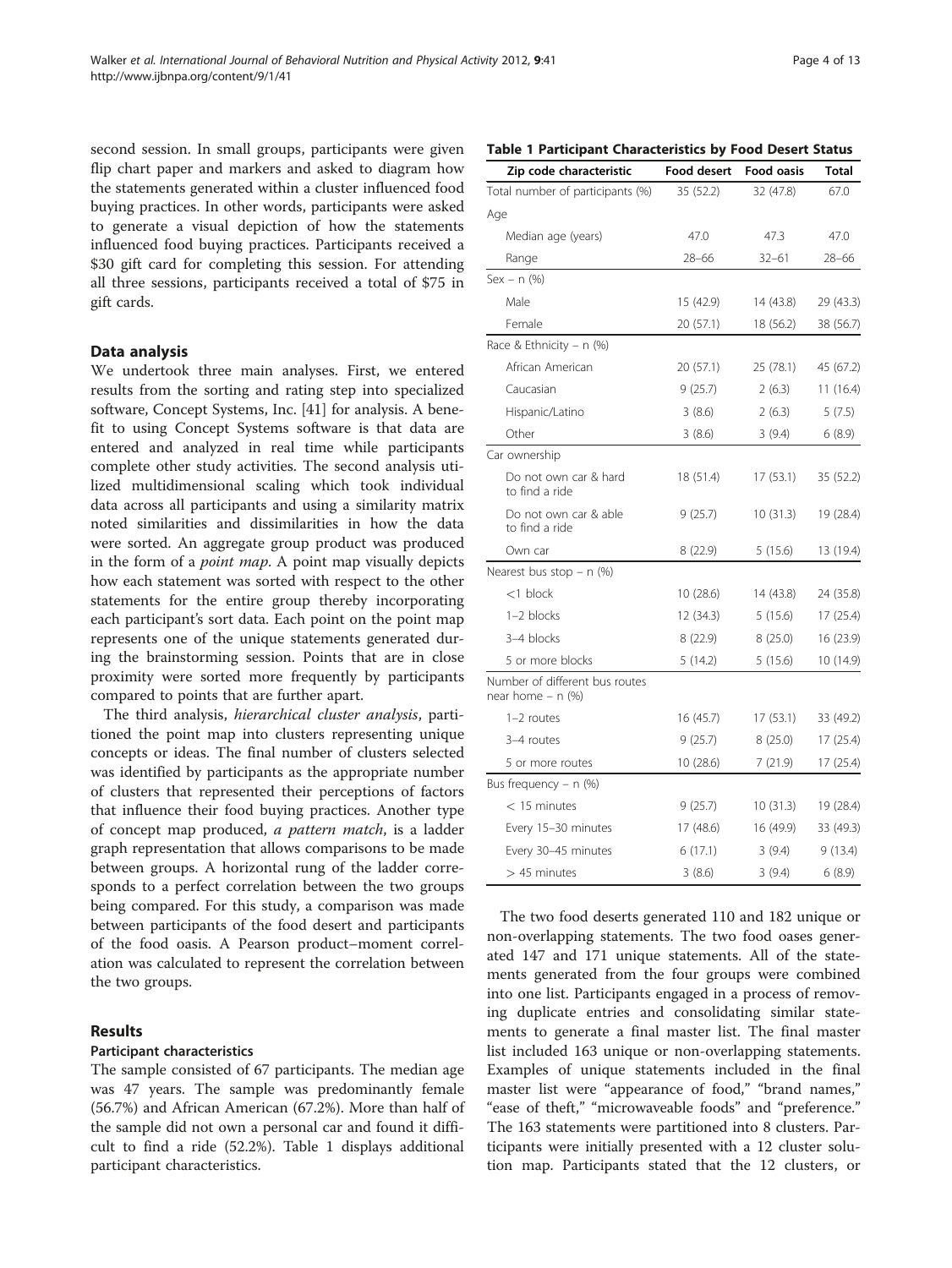second session. In small groups, participants were given flip chart paper and markers and asked to diagram how the statements generated within a cluster influenced food buying practices. In other words, participants were asked to generate a visual depiction of how the statements influenced food buying practices. Participants received a $30 gift card for completing this session. For attending all three sessions, participants received a total of $75 in gift cards.

### Data analysis

We undertook three main analyses. First, we entered results from the sorting and rating step into specialized software, Concept Systems, Inc. [41] for analysis. A benefit to using Concept Systems software is that data are entered and analyzed in real time while participants complete other study activities. The second analysis utilized multidimensional scaling which took individual data across all participants and using a similarity matrix noted similarities and dissimilarities in how the data were sorted. An aggregate group product was produced in the form of a *point map*. A point map visually depicts how each statement was sorted with respect to the other statements for the entire group thereby incorporating each participant's sort data. Each point on the point map represents one of the unique statements generated during the brainstorming session. Points that are in close proximity were sorted more frequently by participants compared to points that are further apart.

The third analysis, *hierarchical cluster analysis*, partitioned the point map into clusters representing unique concepts or ideas. The final number of clusters selected was identified by participants as the appropriate number of clusters that represented their perceptions of factors that influence their food buying practices. Another type of concept map produced, *a pattern match*, is a ladder graph representation that allows comparisons to be made between groups. A horizontal rung of the ladder corresponds to a perfect correlation between the two groups being compared. For this study, a comparison was made between participants of the food desert and participants of the food oasis. A Pearson product–moment correlation was calculated to represent the correlation between the two groups.

## Results

### Participant characteristics

The sample consisted of 67 participants. The median age was 47 years. The sample was predominantly female (56.7%) and African American (67.2%). More than half of the sample did not own a personal car and found it difficult to find a ride (52.2%). Table 1 displays additional participant characteristics.

**Table 1 Participant Characteristics by Food Desert Status**

| Zip code characteristic | Food desert | Food oasis | Total |
|---|---|---|---|
| Total number of participants (%) | 35 (52.2) | 32 (47.8) | 67.0 |
| Age | | | |
| Median age (years) | 47.0 | 47.3 | 47.0 |
| Range | 28–66 | 32–61 | 28–66 |
| Sex – n (%) | | | |
| Male | 15 (42.9) | 14 (43.8) | 29 (43.3) |
| Female | 20 (57.1) | 18 (56.2) | 38 (56.7) |
| Race & Ethnicity – n (%) | | | |
| African American | 20 (57.1) | 25 (78.1) | 45 (67.2) |
| Caucasian | 9 (25.7) | 2 (6.3) | 11 (16.4) |
| Hispanic/Latino | 3 (8.6) | 2 (6.3) | 5 (7.5) |
| Other | 3 (8.6) | 3 (9.4) | 6 (8.9) |
| Car ownership | | | |
| Do not own car & hard to find a ride | 18 (51.4) | 17 (53.1) | 35 (52.2) |
| Do not own car & able to find a ride | 9 (25.7) | 10 (31.3) | 19 (28.4) |
| Own car | 8 (22.9) | 5 (15.6) | 13 (19.4) |
| Nearest bus stop – n (%) | | | |
| <1 block | 10 (28.6) | 14 (43.8) | 24 (35.8) |
| 1–2 blocks | 12 (34.3) | 5 (15.6) | 17 (25.4) |
| 3–4 blocks | 8 (22.9) | 8 (25.0) | 16 (23.9) |
| 5 or more blocks | 5 (14.2) | 5 (15.6) | 10 (14.9) |
| Number of different bus routes near home – n (%) | | | |
| 1–2 routes | 16 (45.7) | 17 (53.1) | 33 (49.2) |
| 3–4 routes | 9 (25.7) | 8 (25.0) | 17 (25.4) |
| 5 or more routes | 10 (28.6) | 7 (21.9) | 17 (25.4) |
| Bus frequency – n (%) | | | |
| < 15 minutes | 9 (25.7) | 10 (31.3) | 19 (28.4) |
| Every 15–30 minutes | 17 (48.6) | 16 (49.9) | 33 (49.3) |
| Every 30–45 minutes | 6 (17.1) | 3 (9.4) | 9 (13.4) |
| > 45 minutes | 3 (8.6) | 3 (9.4) | 6 (8.9) |

The two food deserts generated 110 and 182 unique or non-overlapping statements. The two food oases generated 147 and 171 unique statements. All of the statements generated from the four groups were combined into one list. Participants engaged in a process of removing duplicate entries and consolidating similar statements to generate a final master list. The final master list included 163 unique or non-overlapping statements. Examples of unique statements included in the final master list were "appearance of food," "brand names," "ease of theft," "microwaveable foods" and "preference." The 163 statements were partitioned into 8 clusters. Participants were initially presented with a 12 cluster solution map. Participants stated that the 12 clusters, or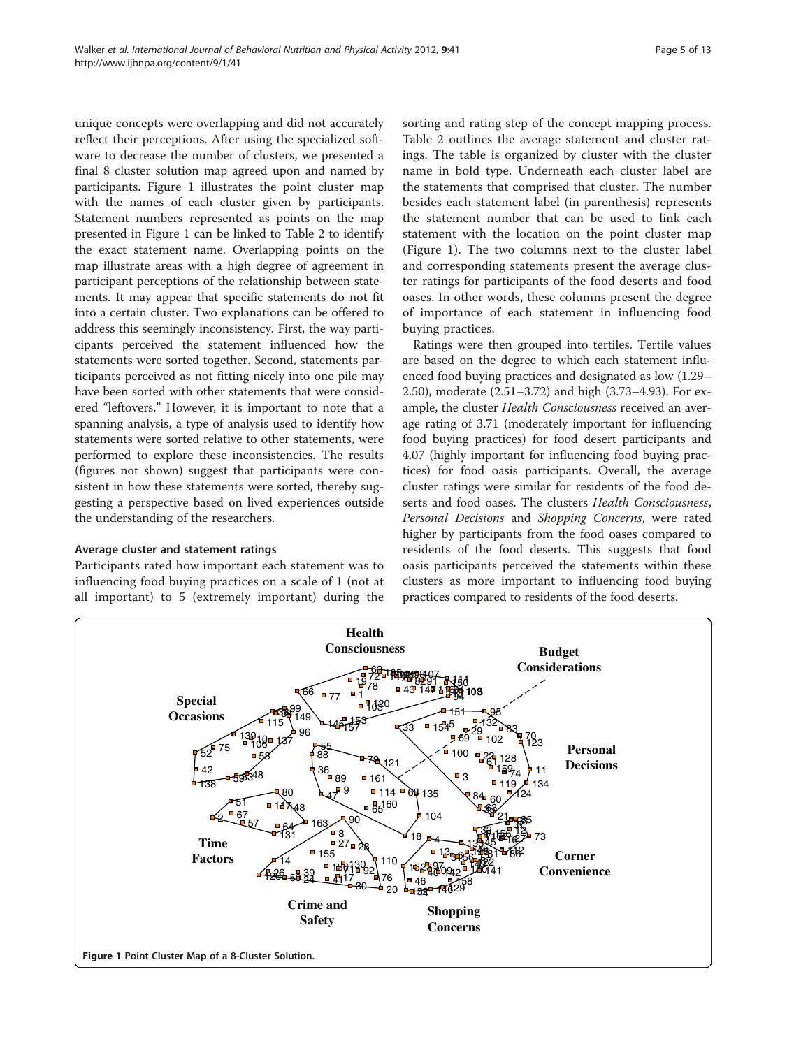unique concepts were overlapping and did not accurately reflect their perceptions. After using the specialized software to decrease the number of clusters, we presented a final 8 cluster solution map agreed upon and named by participants. Figure 1 illustrates the point cluster map with the names of each cluster given by participants. Statement numbers represented as points on the map presented in Figure 1 can be linked to Table 2 to identify the exact statement name. Overlapping points on the map illustrate areas with a high degree of agreement in participant perceptions of the relationship between statements. It may appear that specific statements do not fit into a certain cluster. Two explanations can be offered to address this seemingly inconsistency. First, the way participants perceived the statement influenced how the statements were sorted together. Second, statements participants perceived as not fitting nicely into one pile may have been sorted with other statements that were considered "leftovers." However, it is important to note that a spanning analysis, a type of analysis used to identify how statements were sorted relative to other statements, were performed to explore these inconsistencies. The results (figures not shown) suggest that participants were consistent in how these statements were sorted, thereby suggesting a perspective based on lived experiences outside the understanding of the researchers.

### Average cluster and statement ratings

Participants rated how important each statement was to influencing food buying practices on a scale of 1 (not at all important) to 5 (extremely important) during the sorting and rating step of the concept mapping process. Table 2 outlines the average statement and cluster ratings. The table is organized by cluster with the cluster name in bold type. Underneath each cluster label are the statements that comprised that cluster. The number besides each statement label (in parenthesis) represents the statement number that can be used to link each statement with the location on the point cluster map (Figure 1). The two columns next to the cluster label and corresponding statements present the average cluster ratings for participants of the food deserts and food oases. In other words, these columns present the degree of importance of each statement in influencing food buying practices.

Ratings were then grouped into tertiles. Tertile values are based on the degree to which each statement influenced food buying practices and designated as low (1.29–2.50), moderate (2.51–3.72) and high (3.73–4.93). For example, the cluster *Health Consciousness* received an average rating of 3.71 (moderately important for influencing food buying practices) for food desert participants and 4.07 (highly important for influencing food buying practices) for food oasis participants. Overall, the average cluster ratings were similar for residents of the food deserts and food oases. The clusters *Health Consciousness*, *Personal Decisions* and *Shopping Concerns*, were rated higher by participants from the food oases compared to residents of the food deserts. This suggests that food oasis participants perceived the statements within these clusters as more important to influencing food buying practices compared to residents of the food deserts.

**Figure 1** Point Cluster Map of a 8-Cluster Solution.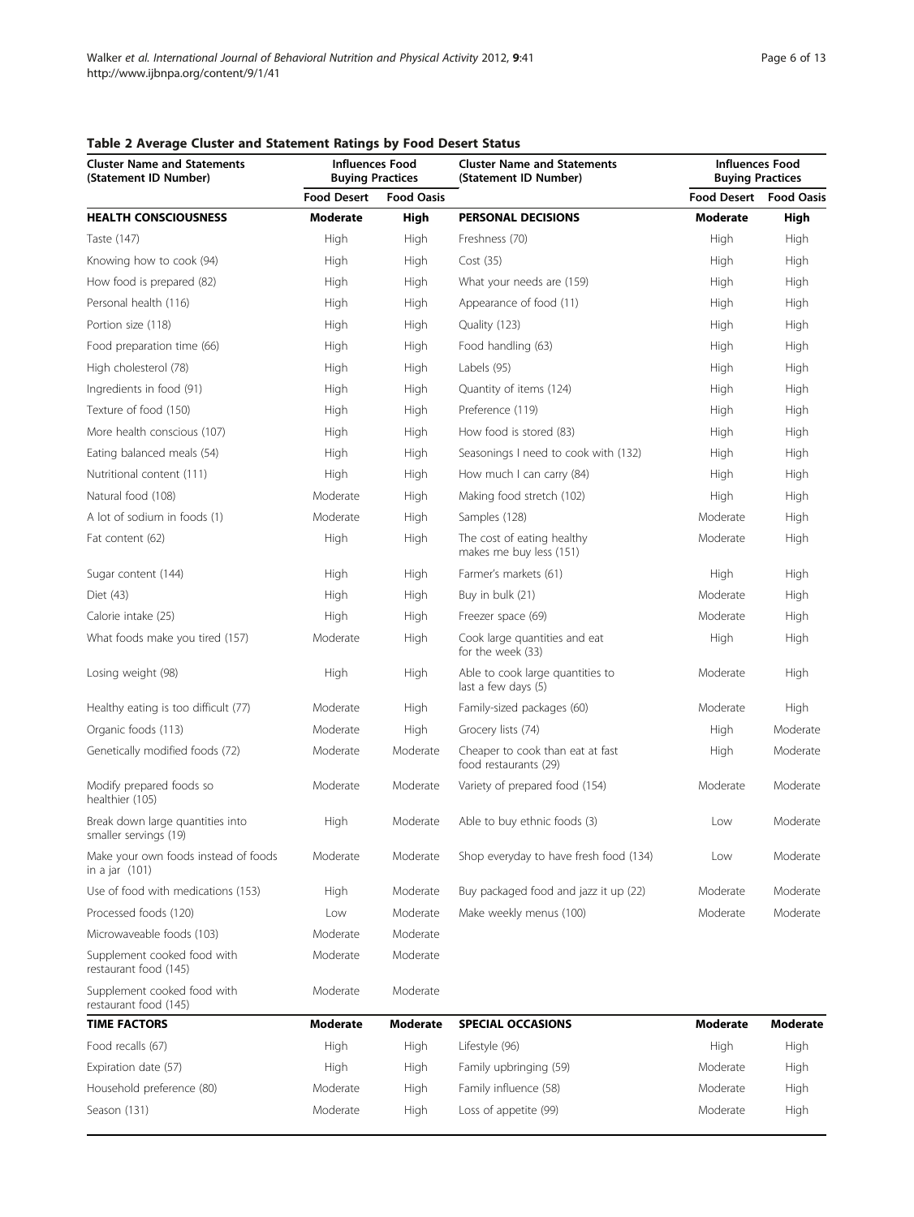**Table 2 Average Cluster and Statement Ratings by Food Desert Status**

| Cluster Name and Statements (Statement ID Number) | Influences Food Buying Practices | | Cluster Name and Statements (Statement ID Number) | Influences Food Buying Practices | |
|---|---|---|---|---|---|
| | Food Desert | Food Oasis | | Food Desert | Food Oasis |
| **HEALTH CONSCIOUSNESS** | **Moderate** | **High** | **PERSONAL DECISIONS** | **Moderate** | **High** |
| Taste (147) | High | High | Freshness (70) | High | High |
| Knowing how to cook (94) | High | High | Cost (35) | High | High |
| How food is prepared (82) | High | High | What your needs are (159) | High | High |
| Personal health (116) | High | High | Appearance of food (11) | High | High |
| Portion size (118) | High | High | Quality (123) | High | High |
| Food preparation time (66) | High | High | Food handling (63) | High | High |
| High cholesterol (78) | High | High | Labels (95) | High | High |
| Ingredients in food (91) | High | High | Quantity of items (124) | High | High |
| Texture of food (150) | High | High | Preference (119) | High | High |
| More health conscious (107) | High | High | How food is stored (83) | High | High |
| Eating balanced meals (54) | High | High | Seasonings I need to cook with (132) | High | High |
| Nutritional content (111) | High | High | How much I can carry (84) | High | High |
| Natural food (108) | Moderate | High | Making food stretch (102) | High | High |
| A lot of sodium in foods (1) | Moderate | High | Samples (128) | Moderate | High |
| Fat content (62) | High | High | The cost of eating healthy makes me buy less (151) | Moderate | High |
| Sugar content (144) | High | High | Farmer's markets (61) | High | High |
| Diet (43) | High | High | Buy in bulk (21) | Moderate | High |
| Calorie intake (25) | High | High | Freezer space (69) | Moderate | High |
| What foods make you tired (157) | Moderate | High | Cook large quantities and eat for the week (33) | High | High |
| Losing weight (98) | High | High | Able to cook large quantities to last a few days (5) | Moderate | High |
| Healthy eating is too difficult (77) | Moderate | High | Family-sized packages (60) | Moderate | High |
| Organic foods (113) | Moderate | High | Grocery lists (74) | High | Moderate |
| Genetically modified foods (72) | Moderate | Moderate | Cheaper to cook than eat at fast food restaurants (29) | High | Moderate |
| Modify prepared foods so healthier (105) | Moderate | Moderate | Variety of prepared food (154) | Moderate | Moderate |
| Break down large quantities into smaller servings (19) | High | Moderate | Able to buy ethnic foods (3) | Low | Moderate |
| Make your own foods instead of foods in a jar (101) | Moderate | Moderate | Shop everyday to have fresh food (134) | Low | Moderate |
| Use of food with medications (153) | High | Moderate | Buy packaged food and jazz it up (22) | Moderate | Moderate |
| Processed foods (120) | Low | Moderate | Make weekly menus (100) | Moderate | Moderate |
| Microwaveable foods (103) | Moderate | Moderate | | | |
| Supplement cooked food with restaurant food (145) | Moderate | Moderate | | | |
| Supplement cooked food with restaurant food (145) | Moderate | Moderate | | | |
| **TIME FACTORS** | **Moderate** | **Moderate** | **SPECIAL OCCASIONS** | **Moderate** | **Moderate** |
| Food recalls (67) | High | High | Lifestyle (96) | High | High |
| Expiration date (57) | High | High | Family upbringing (59) | Moderate | High |
| Household preference (80) | Moderate | High | Family influence (58) | Moderate | High |
| Season (131) | Moderate | High | Loss of appetite (99) | Moderate | High |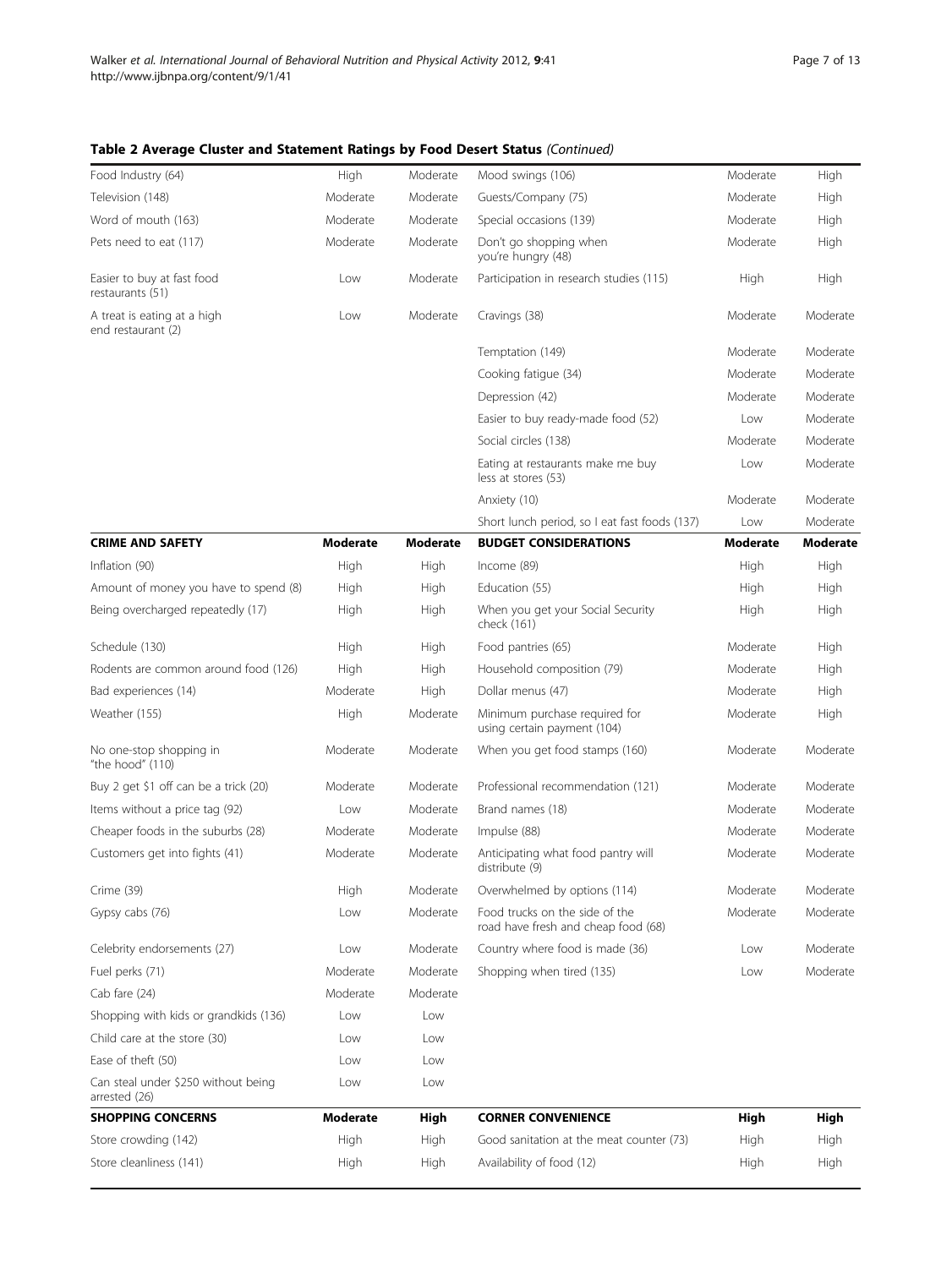**Table 2 Average Cluster and Statement Ratings by Food Desert Status** *(Continued)*

| | | | | | |
|---|---|---|---|---|---|
| Food Industry (64) | High | Moderate | Mood swings (106) | Moderate | High |
| Television (148) | Moderate | Moderate | Guests/Company (75) | Moderate | High |
| Word of mouth (163) | Moderate | Moderate | Special occasions (139) | Moderate | High |
| Pets need to eat (117) | Moderate | Moderate | Don't go shopping when you're hungry (48) | Moderate | High |
| Easier to buy at fast food restaurants (51) | Low | Moderate | Participation in research studies (115) | High | High |
| A treat is eating at a high end restaurant (2) | Low | Moderate | Cravings (38) | Moderate | Moderate |
| | | | Temptation (149) | Moderate | Moderate |
| | | | Cooking fatigue (34) | Moderate | Moderate |
| | | | Depression (42) | Moderate | Moderate |
| | | | Easier to buy ready-made food (52) | Low | Moderate |
| | | | Social circles (138) | Moderate | Moderate |
| | | | Eating at restaurants make me buy less at stores (53) | Low | Moderate |
| | | | Anxiety (10) | Moderate | Moderate |
| | | | Short lunch period, so I eat fast foods (137) | Low | Moderate |
| **CRIME AND SAFETY** | **Moderate** | **Moderate** | **BUDGET CONSIDERATIONS** | **Moderate** | **Moderate** |
| Inflation (90) | High | High | Income (89) | High | High |
| Amount of money you have to spend (8) | High | High | Education (55) | High | High |
| Being overcharged repeatedly (17) | High | High | When you get your Social Security check (161) | High | High |
| Schedule (130) | High | High | Food pantries (65) | Moderate | High |
| Rodents are common around food (126) | High | High | Household composition (79) | Moderate | High |
| Bad experiences (14) | Moderate | High | Dollar menus (47) | Moderate | High |
| Weather (155) | High | Moderate | Minimum purchase required for using certain payment (104) | Moderate | High |
| No one-stop shopping in "the hood" (110) | Moderate | Moderate | When you get food stamps (160) | Moderate | Moderate |
| Buy 2 get $1 off can be a trick (20) | Moderate | Moderate | Professional recommendation (121) | Moderate | Moderate |
| Items without a price tag (92) | Low | Moderate | Brand names (18) | Moderate | Moderate |
| Cheaper foods in the suburbs (28) | Moderate | Moderate | Impulse (88) | Moderate | Moderate |
| Customers get into fights (41) | Moderate | Moderate | Anticipating what food pantry will distribute (9) | Moderate | Moderate |
| Crime (39) | High | Moderate | Overwhelmed by options (114) | Moderate | Moderate |
| Gypsy cabs (76) | Low | Moderate | Food trucks on the side of the road have fresh and cheap food (68) | Moderate | Moderate |
| Celebrity endorsements (27) | Low | Moderate | Country where food is made (36) | Low | Moderate |
| Fuel perks (71) | Moderate | Moderate | Shopping when tired (135) | Low | Moderate |
| Cab fare (24) | Moderate | Moderate | | | |
| Shopping with kids or grandkids (136) | Low | Low | | | |
| Child care at the store (30) | Low | Low | | | |
| Ease of theft (50) | Low | Low | | | |
| Can steal under $250 without being arrested (26) | Low | Low | | | |
| **SHOPPING CONCERNS** | **Moderate** | **High** | **CORNER CONVENIENCE** | **High** | **High** |
| Store crowding (142) | High | High | Good sanitation at the meat counter (73) | High | High |
| Store cleanliness (141) | High | High | Availability of food (12) | High | High |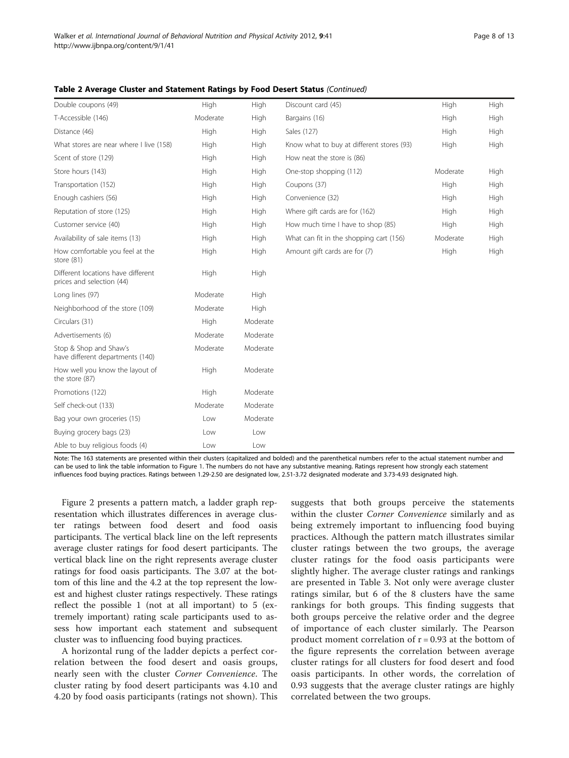**Table 2 Average Cluster and Statement Ratings by Food Desert Status** *(Continued)*

| | | | | | |
|---|---|---|---|---|---|
| Double coupons (49) | High | High | Discount card (45) | High | High |
| T-Accessible (146) | Moderate | High | Bargains (16) | High | High |
| Distance (46) | High | High | Sales (127) | High | High |
| What stores are near where I live (158) | High | High | Know what to buy at different stores (93) | High | High |
| Scent of store (129) | High | High | How neat the store is (86) | | |
| Store hours (143) | High | High | One-stop shopping (112) | Moderate | High |
| Transportation (152) | High | High | Coupons (37) | High | High |
| Enough cashiers (56) | High | High | Convenience (32) | High | High |
| Reputation of store (125) | High | High | Where gift cards are for (162) | High | High |
| Customer service (40) | High | High | How much time I have to shop (85) | High | High |
| Availability of sale items (13) | High | High | What can fit in the shopping cart (156) | Moderate | High |
| How comfortable you feel at the store (81) | High | High | Amount gift cards are for (7) | High | High |
| Different locations have different prices and selection (44) | High | High | | | |
| Long lines (97) | Moderate | High | | | |
| Neighborhood of the store (109) | Moderate | High | | | |
| Circulars (31) | High | Moderate | | | |
| Advertisements (6) | Moderate | Moderate | | | |
| Stop & Shop and Shaw's have different departments (140) | Moderate | Moderate | | | |
| How well you know the layout of the store (87) | High | Moderate | | | |
| Promotions (122) | High | Moderate | | | |
| Self check-out (133) | Moderate | Moderate | | | |
| Bag your own groceries (15) | Low | Moderate | | | |
| Buying grocery bags (23) | Low | Low | | | |
| Able to buy religious foods (4) | Low | Low | | | |

Note: The 163 statements are presented within their clusters (capitalized and bolded) and the parenthetical numbers refer to the actual statement number and can be used to link the table information to Figure 1. The numbers do not have any substantive meaning. Ratings represent how strongly each statement influences food buying practices. Ratings between 1.29-2.50 are designated low, 2.51-3.72 designated moderate and 3.73-4.93 designated high.

Figure 2 presents a pattern match, a ladder graph representation which illustrates differences in average cluster ratings between food desert and food oasis participants. The vertical black line on the left represents average cluster ratings for food desert participants. The vertical black line on the right represents average cluster ratings for food oasis participants. The 3.07 at the bottom of this line and the 4.2 at the top represent the lowest and highest cluster ratings respectively. These ratings reflect the possible 1 (not at all important) to 5 (extremely important) rating scale participants used to assess how important each statement and subsequent cluster was to influencing food buying practices.

A horizontal rung of the ladder depicts a perfect correlation between the food desert and oasis groups, nearly seen with the cluster *Corner Convenience*. The cluster rating by food desert participants was 4.10 and 4.20 by food oasis participants (ratings not shown). This suggests that both groups perceive the statements within the cluster *Corner Convenience* similarly and as being extremely important to influencing food buying practices. Although the pattern match illustrates similar cluster ratings between the two groups, the average cluster ratings for the food oasis participants were slightly higher. The average cluster ratings and rankings are presented in Table 3. Not only were average cluster ratings similar, but 6 of the 8 clusters have the same rankings for both groups. This finding suggests that both groups perceive the relative order and the degree of importance of each cluster similarly. The Pearson product moment correlation of $r = 0.93$ at the bottom of the figure represents the correlation between average cluster ratings for all clusters for food desert and food oasis participants. In other words, the correlation of 0.93 suggests that the average cluster ratings are highly correlated between the two groups.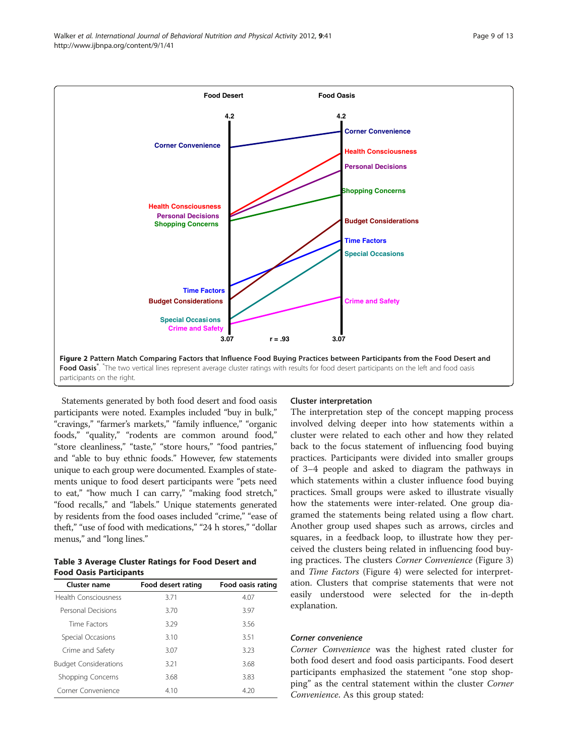Figure 2 Pattern Match Comparing Factors that Influence Food Buying Practices between Participants from the Food Desert and Food Oasis*. *The two vertical lines represent average cluster ratings with results for food desert participants on the left and food oasis participants on the right.

Statements generated by both food desert and food oasis participants were noted. Examples included "buy in bulk," "cravings," "farmer's markets," "family influence," "organic foods," "quality," "rodents are common around food," "store cleanliness," "taste," "store hours," "food pantries," and "able to buy ethnic foods." However, few statements unique to each group were documented. Examples of statements unique to food desert participants were "pets need to eat," "how much I can carry," "making food stretch," "food recalls," and "labels." Unique statements generated by residents from the food oases included "crime," "ease of theft," "use of food with medications," "24 h stores," "dollar menus," and "long lines."

**Table 3 Average Cluster Ratings for Food Desert and Food Oasis Participants**

| Cluster name | Food desert rating | Food oasis rating |
|---|---|---|
| Health Consciousness | 3.71 | 4.07 |
| Personal Decisions | 3.70 | 3.97 |
| Time Factors | 3.29 | 3.56 |
| Special Occasions | 3.10 | 3.51 |
| Crime and Safety | 3.07 | 3.23 |
| Budget Considerations | 3.21 | 3.68 |
| Shopping Concerns | 3.68 | 3.83 |
| Corner Convenience | 4.10 | 4.20 |

### Cluster interpretation

The interpretation step of the concept mapping process involved delving deeper into how statements within a cluster were related to each other and how they related back to the focus statement of influencing food buying practices. Participants were divided into smaller groups of 3–4 people and asked to diagram the pathways in which statements within a cluster influence food buying practices. Small groups were asked to illustrate visually how the statements were inter-related. One group diagramed the statements being related using a flow chart. Another group used shapes such as arrows, circles and squares, in a feedback loop, to illustrate how they perceived the clusters being related in influencing food buying practices. The clusters *Corner Convenience* (Figure 3) and *Time Factors* (Figure 4) were selected for interpretation. Clusters that comprise statements that were not easily understood were selected for the in-depth explanation.

#### *Corner convenience*

*Corner Convenience* was the highest rated cluster for both food desert and food oasis participants. Food desert participants emphasized the statement "one stop shopping" as the central statement within the cluster *Corner Convenience*. As this group stated: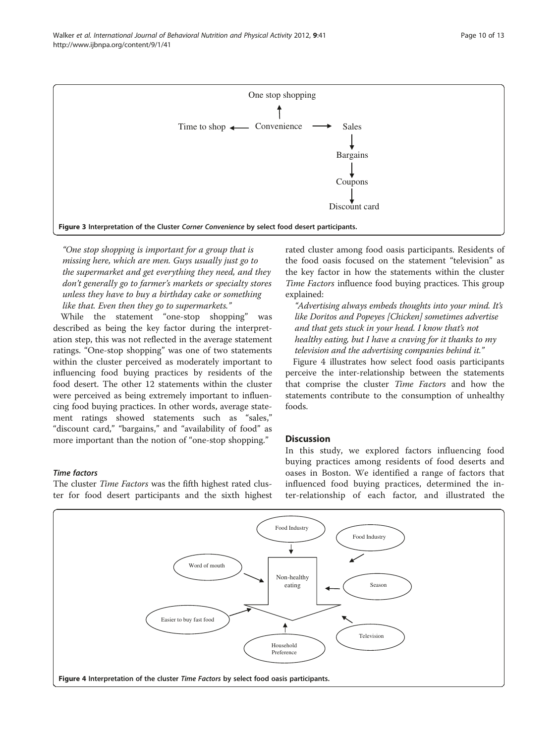One stop shopping

Time to shop

Convenience

Sales

Bargains

Coupons

Discount card

**Figure 3** Interpretation of the Cluster *Corner Convenience* by select food desert participants.

> *"One stop shopping is important for a group that is missing here, which are men. Guys usually just go to the supermarket and get everything they need, and they don't generally go to farmer's markets or specialty stores unless they have to buy a birthday cake or something like that. Even then they go to supermarkets."*

While the statement "one-stop shopping" was described as being the key factor during the interpretation step, this was not reflected in the average statement ratings. "One-stop shopping" was one of two statements within the cluster perceived as moderately important to influencing food buying practices by residents of the food desert. The other 12 statements within the cluster were perceived as being extremely important to influencing food buying practices. In other words, average statement ratings showed statements such as "sales," "discount card," "bargains," and "availability of food" as more important than the notion of "one-stop shopping."

#### *Time factors*

The cluster *Time Factors* was the fifth highest rated cluster for food desert participants and the sixth highest rated cluster among food oasis participants. Residents of the food oasis focused on the statement "television" as the key factor in how the statements within the cluster *Time Factors* influence food buying practices. This group explained:

> *"Advertising always embeds thoughts into your mind. It's like Doritos and Popeyes [Chicken] sometimes advertise and that gets stuck in your head. I know that's not healthy eating, but I have a craving for it thanks to my television and the advertising companies behind it."*

Figure 4 illustrates how select food oasis participants perceive the inter-relationship between the statements that comprise the cluster *Time Factors* and how the statements contribute to the consumption of unhealthy foods.

## Discussion

In this study, we explored factors influencing food buying practices among residents of food deserts and oases in Boston. We identified a range of factors that influenced food buying practices, determined the inter-relationship of each factor, and illustrated the

Food Industry

Food Industry

Word of mouth

Non-healthy eating

Season

Easier to buy fast food

Television

Household Preference

**Figure 4** Interpretation of the cluster *Time Factors* by select food oasis participants.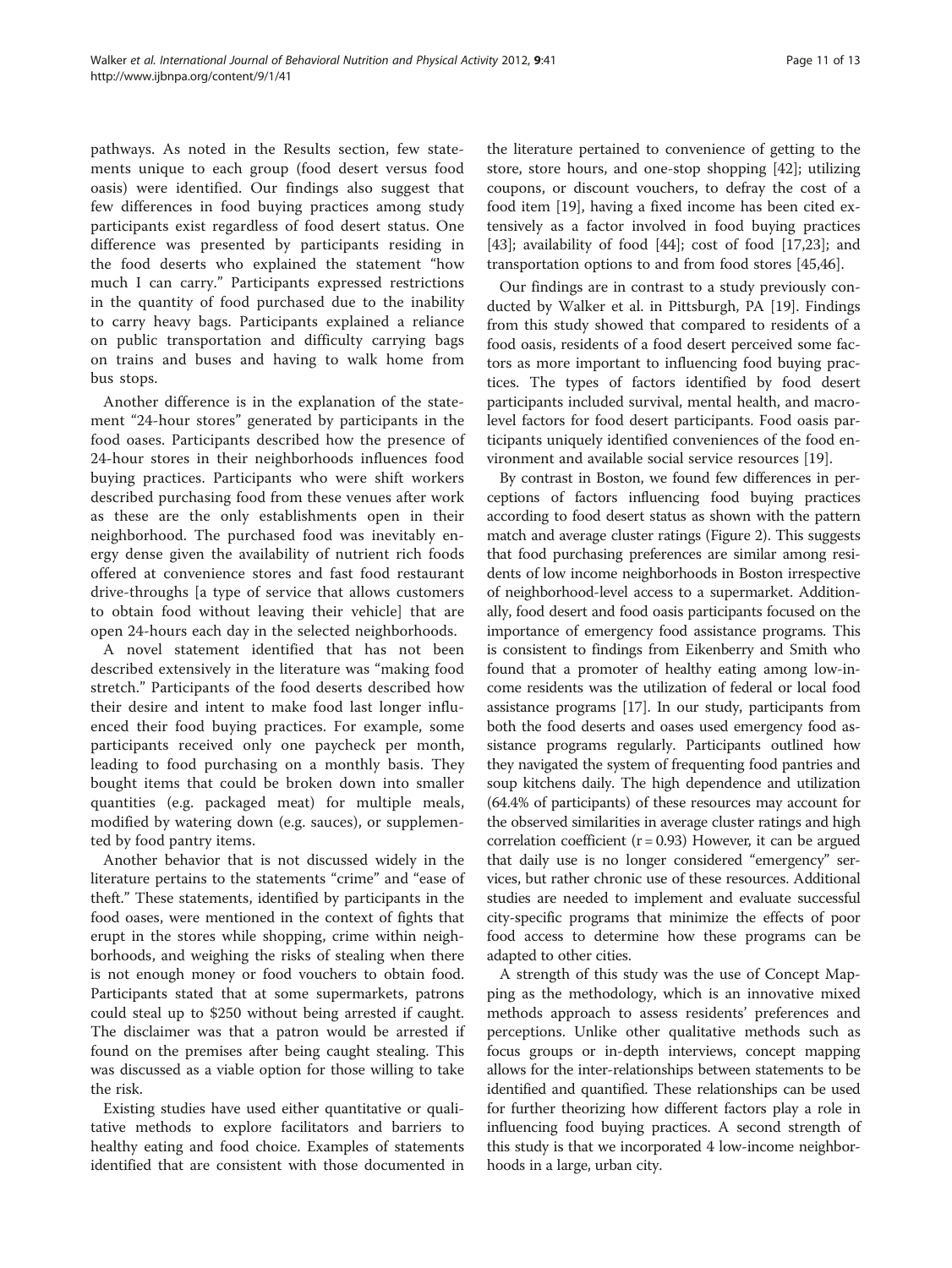pathways. As noted in the Results section, few statements unique to each group (food desert versus food oasis) were identified. Our findings also suggest that few differences in food buying practices among study participants exist regardless of food desert status. One difference was presented by participants residing in the food deserts who explained the statement "how much I can carry." Participants expressed restrictions in the quantity of food purchased due to the inability to carry heavy bags. Participants explained a reliance on public transportation and difficulty carrying bags on trains and buses and having to walk home from bus stops.

Another difference is in the explanation of the statement "24-hour stores" generated by participants in the food oases. Participants described how the presence of 24-hour stores in their neighborhoods influences food buying practices. Participants who were shift workers described purchasing food from these venues after work as these are the only establishments open in their neighborhood. The purchased food was inevitably energy dense given the availability of nutrient rich foods offered at convenience stores and fast food restaurant drive-throughs [a type of service that allows customers to obtain food without leaving their vehicle] that are open 24-hours each day in the selected neighborhoods.

A novel statement identified that has not been described extensively in the literature was "making food stretch." Participants of the food deserts described how their desire and intent to make food last longer influenced their food buying practices. For example, some participants received only one paycheck per month, leading to food purchasing on a monthly basis. They bought items that could be broken down into smaller quantities (e.g. packaged meat) for multiple meals, modified by watering down (e.g. sauces), or supplemented by food pantry items.

Another behavior that is not discussed widely in the literature pertains to the statements "crime" and "ease of theft." These statements, identified by participants in the food oases, were mentioned in the context of fights that erupt in the stores while shopping, crime within neighborhoods, and weighing the risks of stealing when there is not enough money or food vouchers to obtain food. Participants stated that at some supermarkets, patrons could steal up to $250 without being arrested if caught. The disclaimer was that a patron would be arrested if found on the premises after being caught stealing. This was discussed as a viable option for those willing to take the risk.

Existing studies have used either quantitative or qualitative methods to explore facilitators and barriers to healthy eating and food choice. Examples of statements identified that are consistent with those documented in the literature pertained to convenience of getting to the store, store hours, and one-stop shopping [42]; utilizing coupons, or discount vouchers, to defray the cost of a food item [19], having a fixed income has been cited extensively as a factor involved in food buying practices [43]; availability of food [44]; cost of food [17,23]; and transportation options to and from food stores [45,46].

Our findings are in contrast to a study previously conducted by Walker et al. in Pittsburgh, PA [19]. Findings from this study showed that compared to residents of a food oasis, residents of a food desert perceived some factors as more important to influencing food buying practices. The types of factors identified by food desert participants included survival, mental health, and macro-level factors for food desert participants. Food oasis participants uniquely identified conveniences of the food environment and available social service resources [19].

By contrast in Boston, we found few differences in perceptions of factors influencing food buying practices according to food desert status as shown with the pattern match and average cluster ratings (Figure 2). This suggests that food purchasing preferences are similar among residents of low income neighborhoods in Boston irrespective of neighborhood-level access to a supermarket. Additionally, food desert and food oasis participants focused on the importance of emergency food assistance programs. This is consistent to findings from Eikenberry and Smith who found that a promoter of healthy eating among low-income residents was the utilization of federal or local food assistance programs [17]. In our study, participants from both the food deserts and oases used emergency food assistance programs regularly. Participants outlined how they navigated the system of frequenting food pantries and soup kitchens daily. The high dependence and utilization (64.4% of participants) of these resources may account for the observed similarities in average cluster ratings and high correlation coefficient ($r = 0.93$) However, it can be argued that daily use is no longer considered "emergency" services, but rather chronic use of these resources. Additional studies are needed to implement and evaluate successful city-specific programs that minimize the effects of poor food access to determine how these programs can be adapted to other cities.

A strength of this study was the use of Concept Mapping as the methodology, which is an innovative mixed methods approach to assess residents' preferences and perceptions. Unlike other qualitative methods such as focus groups or in-depth interviews, concept mapping allows for the inter-relationships between statements to be identified and quantified. These relationships can be used for further theorizing how different factors play a role in influencing food buying practices. A second strength of this study is that we incorporated 4 low-income neighborhoods in a large, urban city.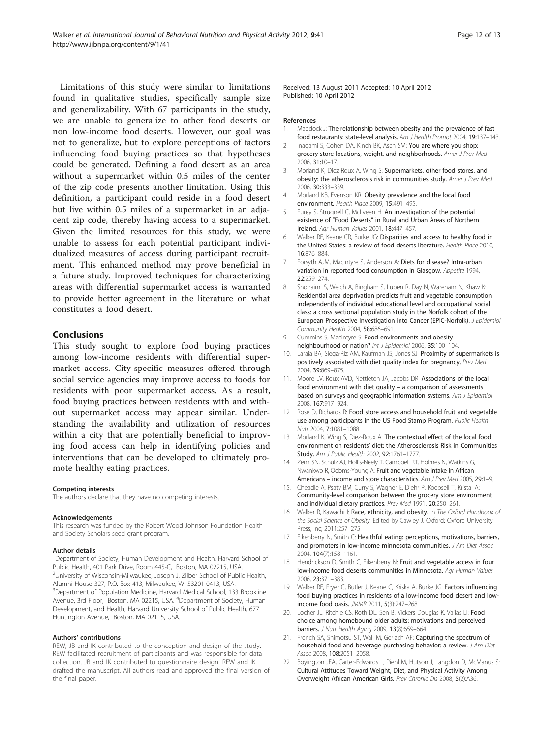Limitations of this study were similar to limitations found in qualitative studies, specifically sample size and generalizability. With 67 participants in the study, we are unable to generalize to other food deserts or non low-income food deserts. However, our goal was not to generalize, but to explore perceptions of factors influencing food buying practices so that hypotheses could be generated. Defining a food desert as an area without a supermarket within 0.5 miles of the center of the zip code presents another limitation. Using this definition, a participant could reside in a food desert but live within 0.5 miles of a supermarket in an adjacent zip code, thereby having access to a supermarket. Given the limited resources for this study, we were unable to assess for each potential participant individualized measures of access during participant recruitment. This enhanced method may prove beneficial in a future study. Improved techniques for characterizing areas with differential supermarket access is warranted to provide better agreement in the literature on what constitutes a food desert.

## Conclusions

This study sought to explore food buying practices among low-income residents with differential supermarket access. City-specific measures offered through social service agencies may improve access to foods for residents with poor supermarket access. As a result, food buying practices between residents with and without supermarket access may appear similar. Understanding the availability and utilization of resources within a city that are potentially beneficial to improving food access can help in identifying policies and interventions that can be developed to ultimately promote healthy eating practices.

#### Competing interests

The authors declare that they have no competing interests.

#### Acknowledgements

This research was funded by the Robert Wood Johnson Foundation Health and Society Scholars seed grant program.

#### Author details

[1]Department of Society, Human Development and Health, Harvard School of Public Health, 401 Park Drive, Room 445-C, Boston, MA 02215, USA. [2]University of Wisconsin-Milwaukee, Joseph J. Zilber School of Public Health, Alumni House 327, P.O. Box 413, Milwaukee, WI 53201-0413, USA. [3]Department of Population Medicine, Harvard Medical School, 133 Brookline Avenue, 3rd Floor, Boston, MA 02215, USA. [4]Department of Society, Human Development, and Health, Harvard University School of Public Health, 677 Huntington Avenue, Boston, MA 02115, USA.

#### Authors' contributions

REW, JB and IK contributed to the conception and design of the study. REW facilitated recruitment of participants and was responsible for data collection. JB and IK contributed to questionnaire design. REW and IK drafted the manuscript. All authors read and approved the final version of the final paper.

Received: 13 August 2011 Accepted: 10 April 2012
Published: 10 April 2012

#### References

1. Maddock J: The relationship between obesity and the prevalence of fast food restaurants: state-level analysis. *Am J Health Promot* 2004, **19**:137–143.
2. Inagami S, Cohen DA, Kinch BK, Asch SM: You are where you shop: grocery store locations, weight, and neighborhoods. *Amer J Prev Med* 2006, **31**:10–17.
3. Morland K, Diez Roux A, Wing S: Supermarkets, other food stores, and obesity: the atherosclerosis risk in communities study. *Amer J Prev Med* 2006, **30**:333–339.
4. Morland KB, Evenson KR: Obesity prevalence and the local food environment. *Health Place* 2009, **15**:491–495.
5. Furey S, Strugnell C, McIlveen H: An investigation of the potential existence of "Food Deserts" in Rural and Urban Areas of Northern Ireland. *Agr Human Values* 2001, **18**:447–457.
6. Walker RE, Keane CR, Burke JG: Disparities and access to healthy food in the United States: a review of food deserts literature. *Health Place* 2010, **16**:876–884.
7. Forsyth AJM, MacIntyre S, Anderson A: Diets for disease? Intra-urban variation in reported food consumption in Glasgow. *Appetite* 1994, **22**:259–274.
8. Shohaimi S, Welch A, Bingham S, Luben R, Day N, Wareham N, Khaw K: Residential area deprivation predicts fruit and vegetable consumption independently of individual educational level and occupational social class: a cross sectional population study in the Norfolk cohort of the European Prospective Investigation into Cancer (EPIC-Norfolk). *J Epidemiol Community Health* 2004, **58**:686–691.
9. Cummins S, Macintyre S: Food environments and obesity– neighbourhood or nation? *Int J Epidemiol* 2006, **35**:100–104.
10. Laraia BA, Siega-Riz AM, Kaufman JS, Jones SJ: Proximity of supermarkets is positively associated with diet quality index for pregnancy. *Prev Med* 2004, **39**:869–875.
11. Moore LV, Roux AVD, Nettleton JA, Jacobs DR: Associations of the local food environment with diet quality – a comparison of assessments based on surveys and geographic information systems. *Am J Epidemiol* 2008, **167**:917–924.
12. Rose D, Richards R: Food store access and household fruit and vegetable use among participants in the US Food Stamp Program. *Public Health Nutr* 2004, **7**:1081–1088.
13. Morland K, Wing S, Diez-Roux A: The contextual effect of the local food environment on residents' diet: the Atherosclerosis Risk in Communities Study. *Am J Public Health* 2002, **92**:1761–1777.
14. Zenk SN, Schulz AJ, Hollis-Neely T, Campbell RT, Holmes N, Watkins G, Nwankwo R, Odoms-Young A: Fruit and vegetable intake in African Americans – income and store characteristics. *Am J Prev Med* 2005, **29**:1–9.
15. Cheadle A, Psaty BM, Curry S, Wagner E, Diehr P, Koepsell T, Kristal A: Community-level comparison between the grocery store environment and individual dietary practices. *Prev Med* 1991, **20**:250–261.
16. Walker R, Kawachi I: Race, ethnicity, and obesity. In *The Oxford Handbook of the Social Science of Obesity.* Edited by Cawley J. Oxford: Oxford University Press, Inc; 2011:257–275.
17. Eikenberry N, Smith C: Healthful eating: perceptions, motivations, barriers, and promoters in low-income minnesota communities. *J Am Diet Assoc* 2004, **104**(7):158–1161.
18. Hendrickson D, Smith C, Eikenberry N: Fruit and vegetable access in four low-income food deserts communities in Minnesota. *Agr Human Values* 2006, **23**:371–383.
19. Walker RE, Fryer C, Butler J, Keane C, Kriska A, Burke JG: Factors influencing food buying practices in residents of a low-income food desert and low-income food oasis. *JMMR* 2011, **5**(3):247–268.
20. Locher JL, Ritchie CS, Roth DL, Sen B, Vickers Douglas K, Vailas LI: Food choice among homebound older adults: motivations and perceived barriers. *J Nutr Health Aging* 2009, **13**(8):659–664.
21. French SA, Shimotsu ST, Wall M, Gerlach AF: Capturing the spectrum of household food and beverage purchasing behavior: a review. *J Am Diet Assoc* 2008, **108**:2051–2058.
22. Boyington JEA, Carter-Edwards L, Piehl M, Hutson J, Langdon D, McManus S: Cultural Attitudes Toward Weight, Diet, and Physical Activity Among Overweight African American Girls. *Prev Chronic Dis* 2008, **5**(2):A36.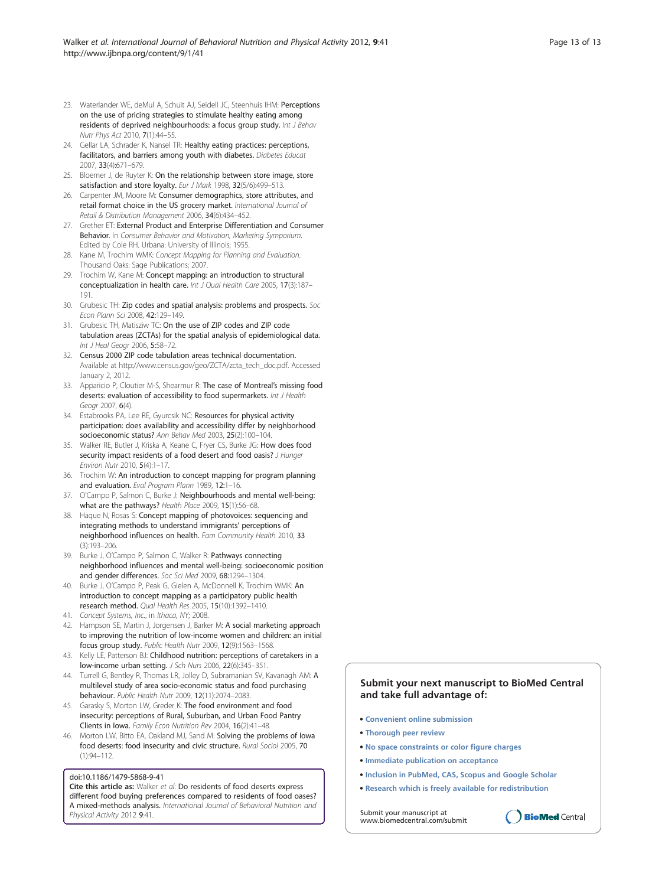23. Waterlander WE, deMul A, Schuit AJ, Seidell JC, Steenhuis IHM: **Perceptions on the use of pricing strategies to stimulate healthy eating among residents of deprived neighbourhoods: a focus group study.** *Int J Behav Nutr Phys Act* 2010, **7**(1):44–55.
24. Gellar LA, Schrader K, Nansel TR: **Healthy eating practices: perceptions, facilitators, and barriers among youth with diabetes.** *Diabetes Educat* 2007, **33**(4):671–679.
25. Bloemer J, de Ruyter K: **On the relationship between store image, store satisfaction and store loyalty.** *Eur J Mark* 1998, **32**(5/6):499–513.
26. Carpenter JM, Moore M: **Consumer demographics, store attributes, and retail format choice in the US grocery market.** *International Journal of Retail & Distribution Management* 2006, **34**(6):434–452.
27. Grether ET: **External Product and Enterprise Differentiation and Consumer Behavior.** In *Consumer Behavior and Motivation, Marketing Symporium.* Edited by Cole RH. Urbana: University of Illinois; 1955.
28. Kane M, Trochim WMK: *Concept Mapping for Planning and Evaluation.* Thousand Oaks: Sage Publications; 2007.
29. Trochim W, Kane M: **Concept mapping: an introduction to structural conceptualization in health care.** *Int J Qual Health Care* 2005, **17**(3):187–191.
30. Grubesic TH: **Zip codes and spatial analysis: problems and prospects.** *Soc Econ Plann Sci* 2008, **42:**129–149.
31. Grubesic TH, Matisziw TC: **On the use of ZIP codes and ZIP code tabulation areas (ZCTAs) for the spatial analysis of epidemiological data.** *Int J Heal Geogr* 2006, **5:**58–72.
32. **Census 2000 ZIP code tabulation areas technical documentation.** Available at http://www.census.gov/geo/ZCTA/zcta_tech_doc.pdf. Accessed January 2, 2012.
33. Apparicio P, Cloutier M-S, Shearmur R: **The case of Montreal's missing food deserts: evaluation of accessibility to food supermarkets.** *Int J Health Geogr* 2007, **6**(4).
34. Estabrooks PA, Lee RE, Gyurcsik NC: **Resources for physical activity participation: does availability and accessibility differ by neighborhood socioeconomic status?** *Ann Behav Med* 2003, **25**(2):100–104.
35. Walker RE, Butler J, Kriska A, Keane C, Fryer CS, Burke JG: **How does food security impact residents of a food desert and food oasis?** *J Hunger Environ Nutr* 2010, **5**(4):1–17.
36. Trochim W: **An introduction to concept mapping for program planning and evaluation.** *Eval Program Plann* 1989, **12:**1–16.
37. O'Campo P, Salmon C, Burke J: **Neighbourhoods and mental well-being: what are the pathways?** *Health Place* 2009, **15**(1):56–68.
38. Haque N, Rosas S: **Concept mapping of photovoices: sequencing and integrating methods to understand immigrants' perceptions of neighborhood influences on health.** *Fam Community Health* 2010, **33** (3):193–206.
39. Burke J, O'Campo P, Salmon C, Walker R: **Pathways connecting neighborhood influences and mental well-being: socioeconomic position and gender differences.** *Soc Sci Med* 2009, **68:**1294–1304.
40. Burke J, O'Campo P, Peak G, Gielen A, McDonnell K, Trochim WMK: **An introduction to concept mapping as a participatory public health research method.** *Qual Health Res* 2005, **15**(10):1392–1410.
41. *Concept Systems, Inc.,* in *Ithaca, NY*; 2008.
42. Hampson SE, Martin J, Jorgensen J, Barker M: **A social marketing approach to improving the nutrition of low-income women and children: an initial focus group study.** *Public Health Nutr* 2009, **12**(9):1563–1568.
43. Kelly LE, Patterson BJ: **Childhood nutrition: perceptions of caretakers in a low-income urban setting.** *J Sch Nurs* 2006, **22**(6):345–351.
44. Turrell G, Bentley R, Thomas LR, Jolley D, Subramanian SV, Kavanagh AM: **A multilevel study of area socio-economic status and food purchasing behaviour.** *Public Health Nutr* 2009, **12**(11):2074–2083.
45. Garasky S, Morton LW, Greder K: **The food environment and food insecurity: perceptions of Rural, Suburban, and Urban Food Pantry Clients in Iowa.** *Family Econ Nutrition Rev* 2004, **16**(2):41–48.
46. Morton LW, Bitto EA, Oakland MJ, Sand M: **Solving the problems of Iowa food deserts: food insecurity and civic structure.** *Rural Sociol* 2005, **70** (1):94–112.

doi:10.1186/1479-5868-9-41

**Cite this article as:** Walker *et al*: Do residents of food deserts express different food buying preferences compared to residents of food oases? A mixed-methods analysis. *International Journal of Behavioral Nutrition and Physical Activity* 2012 **9**:41.

**Submit your next manuscript to BioMed Central and take full advantage of:**

- **Convenient online submission**
- **Thorough peer review**
- **No space constraints or color figure charges**
- **Immediate publication on acceptance**
- **Inclusion in PubMed, CAS, Scopus and Google Scholar**
- **Research which is freely available for redistribution**

Submit your manuscript at www.biomedcentral.com/submit